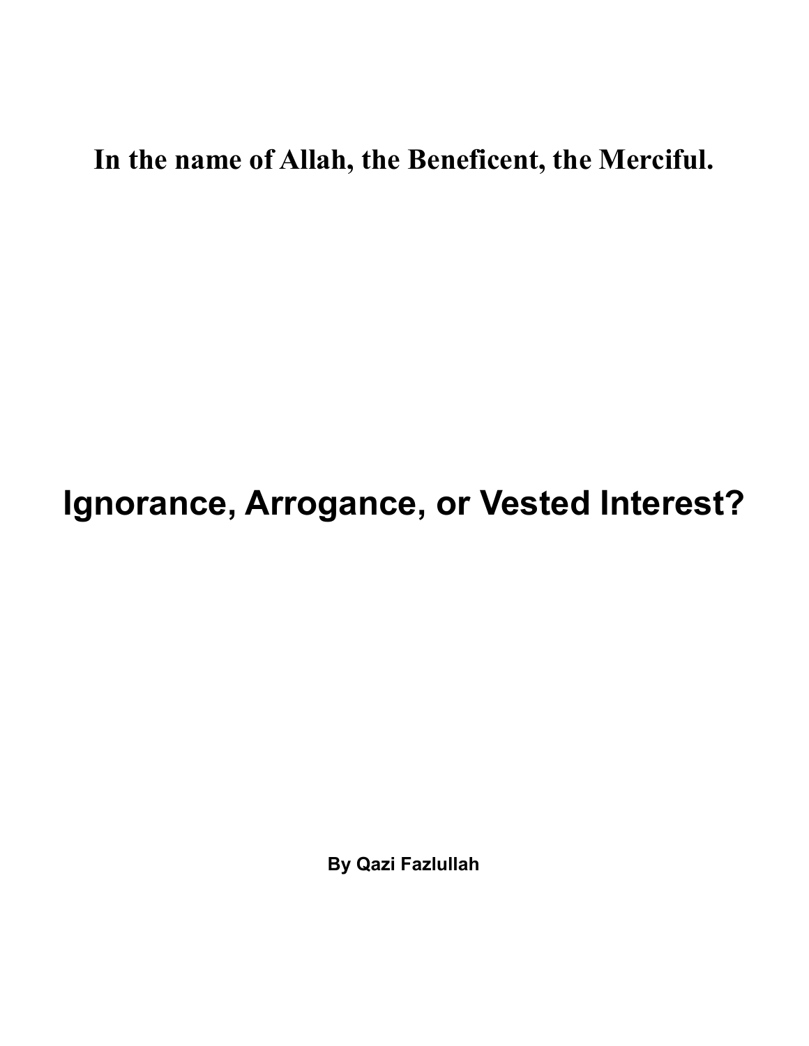**In the name of Allah, the Beneficent, the Merciful.**

# Ignorance, Arrogance, or Vested Interest?

**By Qazi Fazlullah**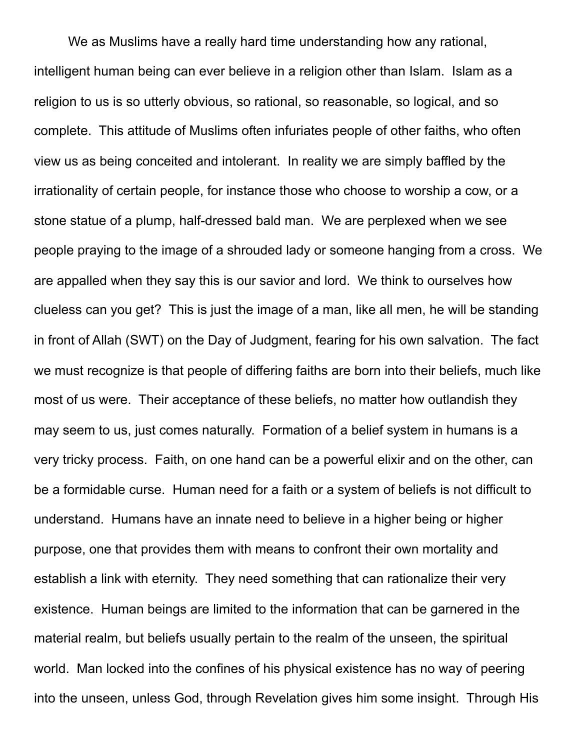We as Muslims have a really hard time understanding how any rational, intelligent human being can ever believe in a religion other than Islam. Islam as a religion to us is so utterly obvious, so rational, so reasonable, so logical, and so complete. This attitude of Muslims often infuriates people of other faiths, who often view us as being conceited and intolerant. In reality we are simply baffled by the irrationality of certain people, for instance those who choose to worship a cow, or a stone statue of a plump, half-dressed bald man. We are perplexed when we see people praying to the image of a shrouded lady or someone hanging from a cross. We are appalled when they say this is our savior and lord. We think to ourselves how clueless can you get? This is just the image of a man, like all men, he will be standing in front of Allah (SWT) on the Day of Judgment, fearing for his own salvation. The fact we must recognize is that people of differing faiths are born into their beliefs, much like most of us were. Their acceptance of these beliefs, no matter how outlandish they may seem to us, just comes naturally. Formation of a belief system in humans is a very tricky process. Faith, on one hand can be a powerful elixir and on the other, can be a formidable curse. Human need for a faith or a system of beliefs is not difficult to understand. Humans have an innate need to believe in a higher being or higher purpose, one that provides them with means to confront their own mortality and establish a link with eternity. They need something that can rationalize their very existence. Human beings are limited to the information that can be garnered in the material realm, but beliefs usually pertain to the realm of the unseen, the spiritual world. Man locked into the confines of his physical existence has no way of peering into the unseen, unless God, through Revelation gives him some insight. Through His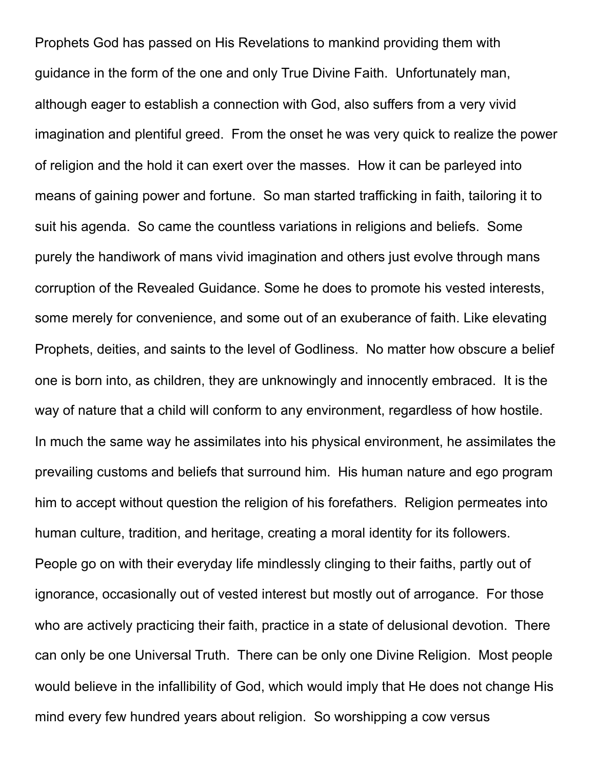Prophets God has passed on His Revelations to mankind providing them with guidance in the form of the one and only True Divine Faith. Unfortunately man, although eager to establish a connection with God, also suffers from a very vivid imagination and plentiful greed. From the onset he was very quick to realize the power of religion and the hold it can exert over the masses. How it can be parleyed into means of gaining power and fortune. So man started trafficking in faith, tailoring it to suit his agenda. So came the countless variations in religions and beliefs. Some purely the handiwork of mans vivid imagination and others just evolve through mans corruption of the Revealed Guidance. Some he does to promote his vested interests, some merely for convenience, and some out of an exuberance of faith. Like elevating Prophets, deities, and saints to the level of Godliness. No matter how obscure a belief one is born into, as children, they are unknowingly and innocently embraced. It is the way of nature that a child will conform to any environment, regardless of how hostile. In much the same way he assimilates into his physical environment, he assimilates the prevailing customs and beliefs that surround him. His human nature and ego program him to accept without question the religion of his forefathers. Religion permeates into human culture, tradition, and heritage, creating a moral identity for its followers. People go on with their everyday life mindlessly clinging to their faiths, partly out of ignorance, occasionally out of vested interest but mostly out of arrogance. For those who are actively practicing their faith, practice in a state of delusional devotion. There can only be one Universal Truth. There can be only one Divine Religion. Most people would believe in the infallibility of God, which would imply that He does not change His mind every few hundred years about religion. So worshipping a cow versus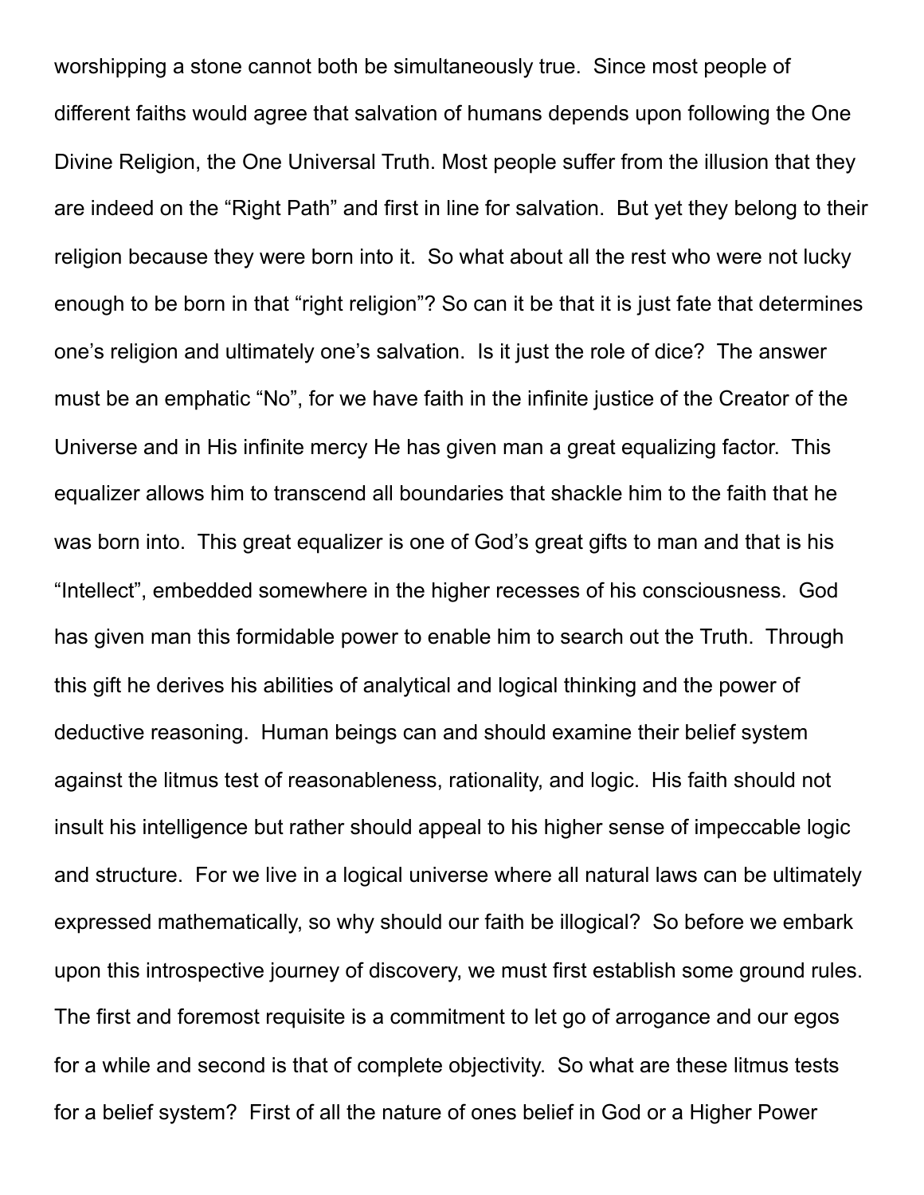worshipping a stone cannot both be simultaneously true. Since most people of different faiths would agree that salvation of humans depends upon following the One Divine Religion, the One Universal Truth. Most people suffer from the illusion that they are indeed on the "Right Path" and first in line for salvation. But yet they belong to their religion because they were born into it. So what about all the rest who were not lucky enough to be born in that "right religion"? So can it be that it is just fate that determines one's religion and ultimately one's salvation. Is it just the role of dice? The answer must be an emphatic "No", for we have faith in the infinite justice of the Creator of the Universe and in His infinite mercy He has given man a great equalizing factor. This equalizer allows him to transcend all boundaries that shackle him to the faith that he was born into. This great equalizer is one of God's great gifts to man and that is his "Intellect", embedded somewhere in the higher recesses of his consciousness. God has given man this formidable power to enable him to search out the Truth. Through this gift he derives his abilities of analytical and logical thinking and the power of deductive reasoning. Human beings can and should examine their belief system against the litmus test of reasonableness, rationality, and logic. His faith should not insult his intelligence but rather should appeal to his higher sense of impeccable logic and structure. For we live in a logical universe where all natural laws can be ultimately expressed mathematically, so why should our faith be illogical? So before we embark upon this introspective journey of discovery, we must first establish some ground rules. The first and foremost requisite is a commitment to let go of arrogance and our egos for a while and second is that of complete objectivity. So what are these litmus tests for a belief system? First of all the nature of ones belief in God or a Higher Power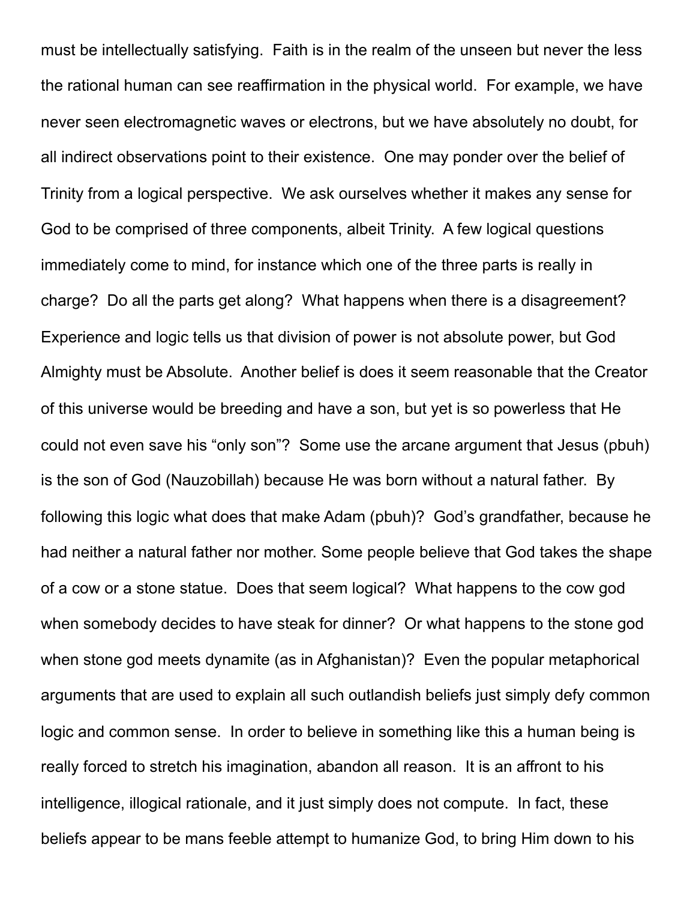must be intellectually satisfying. Faith is in the realm of the unseen but never the less the rational human can see reaffirmation in the physical world. For example, we have never seen electromagnetic waves or electrons, but we have absolutely no doubt, for all indirect observations point to their existence. One may ponder over the belief of Trinity from a logical perspective. We ask ourselves whether it makes any sense for God to be comprised of three components, albeit Trinity. A few logical questions immediately come to mind, for instance which one of the three parts is really in charge? Do all the parts get along? What happens when there is a disagreement? Experience and logic tells us that division of power is not absolute power, but God Almighty must be Absolute. Another belief is does it seem reasonable that the Creator of this universe would be breeding and have a son, but yet is so powerless that He could not even save his "only son"? Some use the arcane argument that Jesus (pbuh) is the son of God (Nauzobillah) because He was born without a natural father. By following this logic what does that make Adam (pbuh)? God's grandfather, because he had neither a natural father nor mother. Some people believe that God takes the shape of a cow or a stone statue. Does that seem logical? What happens to the cow god when somebody decides to have steak for dinner? Or what happens to the stone god when stone god meets dynamite (as in Afghanistan)? Even the popular metaphorical arguments that are used to explain all such outlandish beliefs just simply defy common logic and common sense. In order to believe in something like this a human being is really forced to stretch his imagination, abandon all reason. It is an affront to his intelligence, illogical rationale, and it just simply does not compute. In fact, these beliefs appear to be mans feeble attempt to humanize God, to bring Him down to his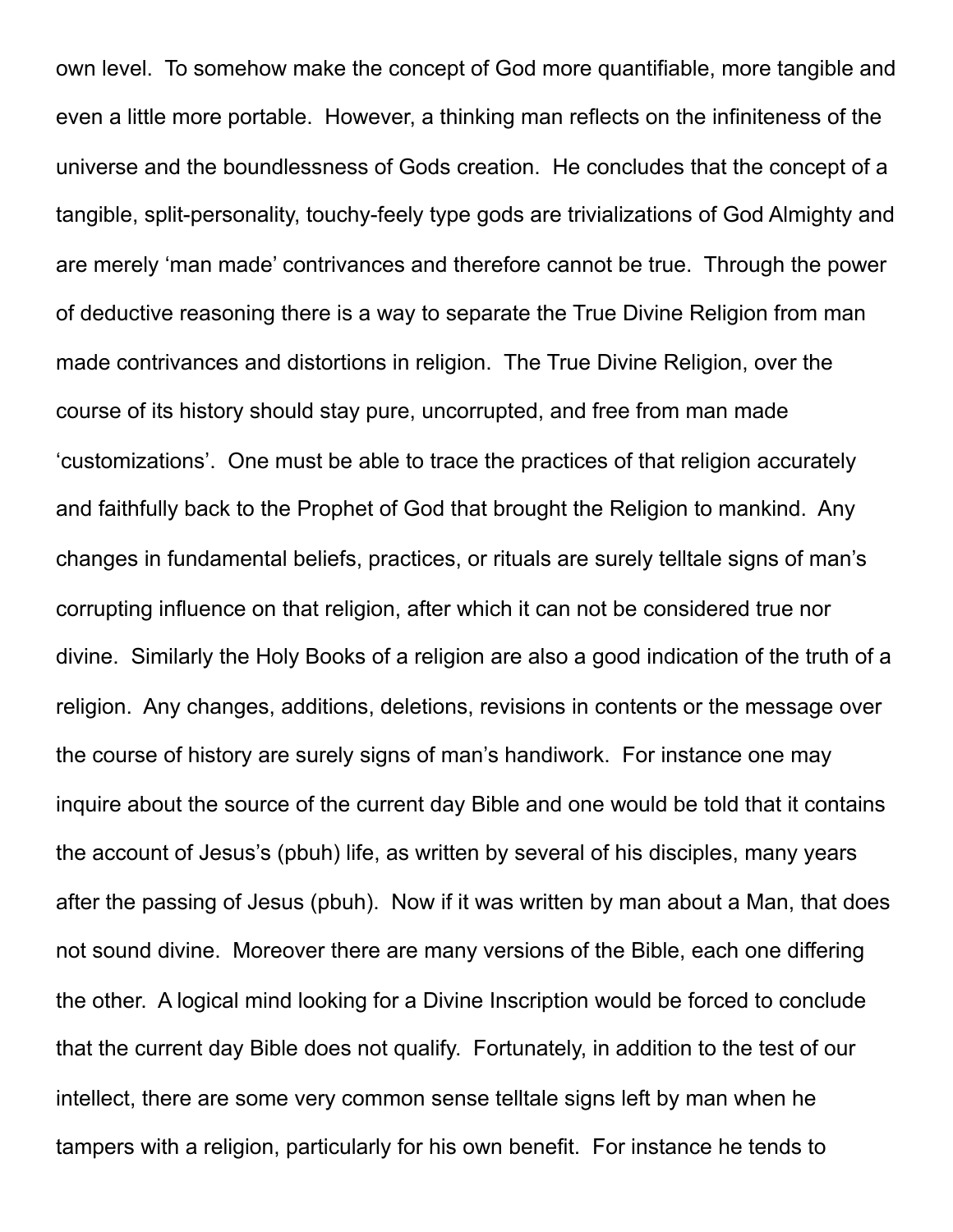own level. To somehow make the concept of God more quantifiable, more tangible and even a little more portable. However, a thinking man reflects on the infiniteness of the universe and the boundlessness of Gods creation. He concludes that the concept of a tangible, split-personality, touchy-feely type gods are trivializations of God Almighty and are merely 'man made' contrivances and therefore cannot be true. Through the power of deductive reasoning there is a way to separate the True Divine Religion from man made contrivances and distortions in religion. The True Divine Religion, over the course of its history should stay pure, uncorrupted, and free from man made 'customizations'. One must be able to trace the practices of that religion accurately and faithfully back to the Prophet of God that brought the Religion to mankind. Any changes in fundamental beliefs, practices, or rituals are surely telltale signs of man's corrupting influence on that religion, after which it can not be considered true nor divine. Similarly the Holy Books of a religion are also a good indication of the truth of a religion. Any changes, additions, deletions, revisions in contents or the message over the course of history are surely signs of man's handiwork. For instance one may inquire about the source of the current day Bible and one would be told that it contains the account of Jesus's (pbuh) life, as written by several of his disciples, many years after the passing of Jesus (pbuh). Now if it was written by man about a Man, that does not sound divine. Moreover there are many versions of the Bible, each one differing the other. A logical mind looking for a Divine Inscription would be forced to conclude that the current day Bible does not qualify. Fortunately, in addition to the test of our intellect, there are some very common sense telltale signs left by man when he tampers with a religion, particularly for his own benefit. For instance he tends to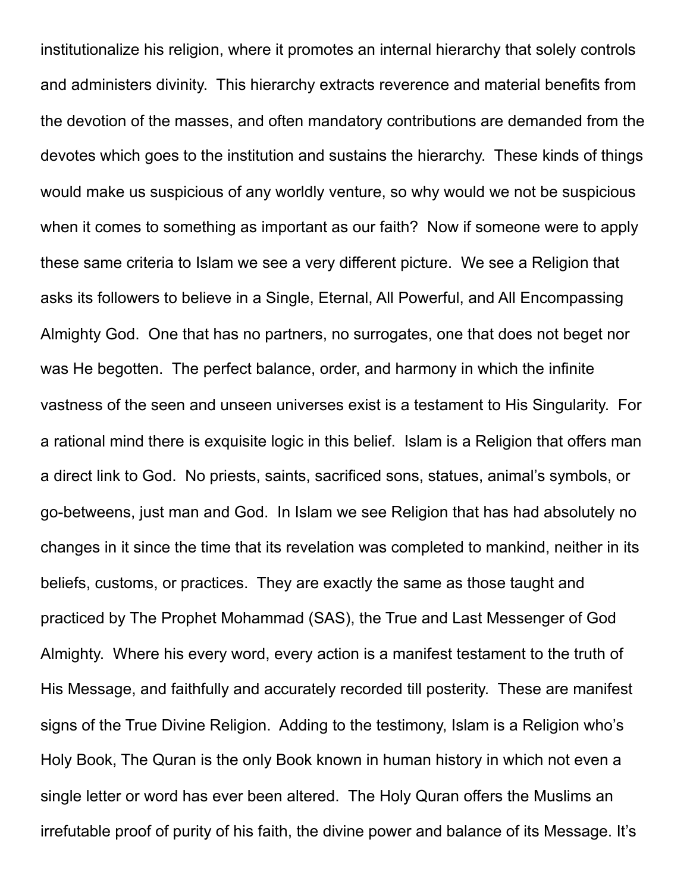institutionalize his religion, where it promotes an internal hierarchy that solely controls and administers divinity. This hierarchy extracts reverence and material benefits from the devotion of the masses, and often mandatory contributions are demanded from the devotes which goes to the institution and sustains the hierarchy. These kinds of things would make us suspicious of any worldly venture, so why would we not be suspicious when it comes to something as important as our faith? Now if someone were to apply these same criteria to Islam we see a very different picture. We see a Religion that asks its followers to believe in a Single, Eternal, All Powerful, and All Encompassing Almighty God. One that has no partners, no surrogates, one that does not beget nor was He begotten. The perfect balance, order, and harmony in which the infinite vastness of the seen and unseen universes exist is a testament to His Singularity. For a rational mind there is exquisite logic in this belief. Islam is a Religion that offers man a direct link to God. No priests, saints, sacrificed sons, statues, animal's symbols, or go-betweens, just man and God. In Islam we see Religion that has had absolutely no changes in it since the time that its revelation was completed to mankind, neither in its beliefs, customs, or practices. They are exactly the same as those taught and practiced by The Prophet Mohammad (SAS), the True and Last Messenger of God Almighty. Where his every word, every action is a manifest testament to the truth of His Message, and faithfully and accurately recorded till posterity. These are manifest signs of the True Divine Religion. Adding to the testimony, Islam is a Religion who's Holy Book, The Quran is the only Book known in human history in which not even a single letter or word has ever been altered. The Holy Quran offers the Muslims an irrefutable proof of purity of his faith, the divine power and balance of its Message. It's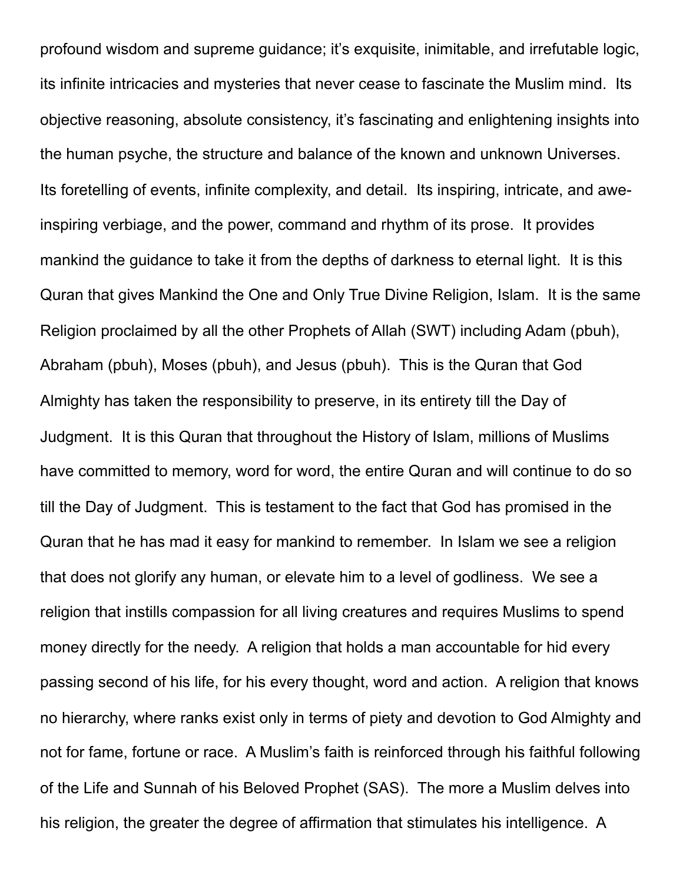profound wisdom and supreme guidance; it's exquisite, inimitable, and irrefutable logic, its infinite intricacies and mysteries that never cease to fascinate the Muslim mind. Its objective reasoning, absolute consistency, it's fascinating and enlightening insights into the human psyche, the structure and balance of the known and unknown Universes. Its foretelling of events, infinite complexity, and detail. Its inspiring, intricate, and awe-inspiring verbiage, and the power, command and rhythm of its prose. It provides mankind the guidance to take it from the depths of darkness to eternal light. It is this Quran that gives Mankind the One and Only True Divine Religion, Islam. It is the same Religion proclaimed by all the other Prophets of Allah (SWT) including Adam (pbuh), Abraham (pbuh), Moses (pbuh), and Jesus (pbuh). This is the Quran that God Almighty has taken the responsibility to preserve, in its entirety till the Day of Judgment. It is this Quran that throughout the History of Islam, millions of Muslims have committed to memory, word for word, the entire Quran and will continue to do so till the Day of Judgment. This is testament to the fact that God has promised in the Quran that he has mad it easy for mankind to remember. In Islam we see a religion that does not glorify any human, or elevate him to a level of godliness. We see a religion that instills compassion for all living creatures and requires Muslims to spend money directly for the needy. A religion that holds a man accountable for hid every passing second of his life, for his every thought, word and action. A religion that knows no hierarchy, where ranks exist only in terms of piety and devotion to God Almighty and not for fame, fortune or race. A Muslim's faith is reinforced through his faithful following of the Life and Sunnah of his Beloved Prophet (SAS). The more a Muslim delves into his religion, the greater the degree of affirmation that stimulates his intelligence. A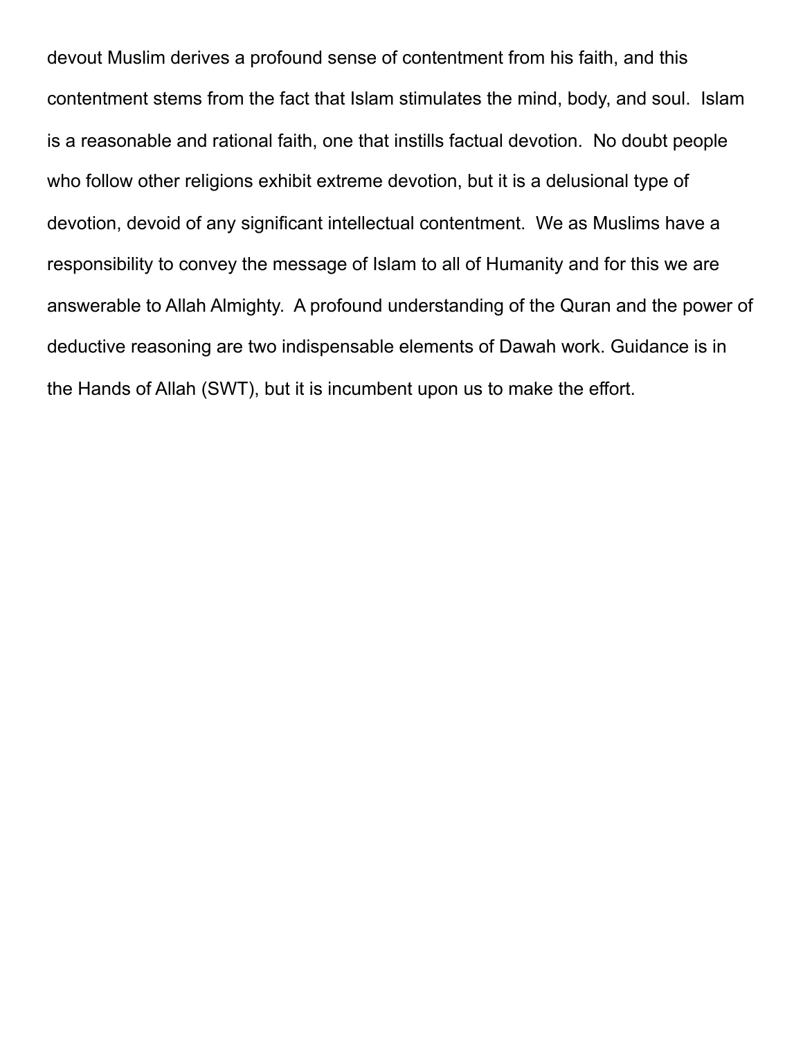devout Muslim derives a profound sense of contentment from his faith, and this contentment stems from the fact that Islam stimulates the mind, body, and soul. Islam is a reasonable and rational faith, one that instills factual devotion. No doubt people who follow other religions exhibit extreme devotion, but it is a delusional type of devotion, devoid of any significant intellectual contentment. We as Muslims have a responsibility to convey the message of Islam to all of Humanity and for this we are answerable to Allah Almighty. A profound understanding of the Quran and the power of deductive reasoning are two indispensable elements of Dawah work. Guidance is in the Hands of Allah (SWT), but it is incumbent upon us to make the effort.